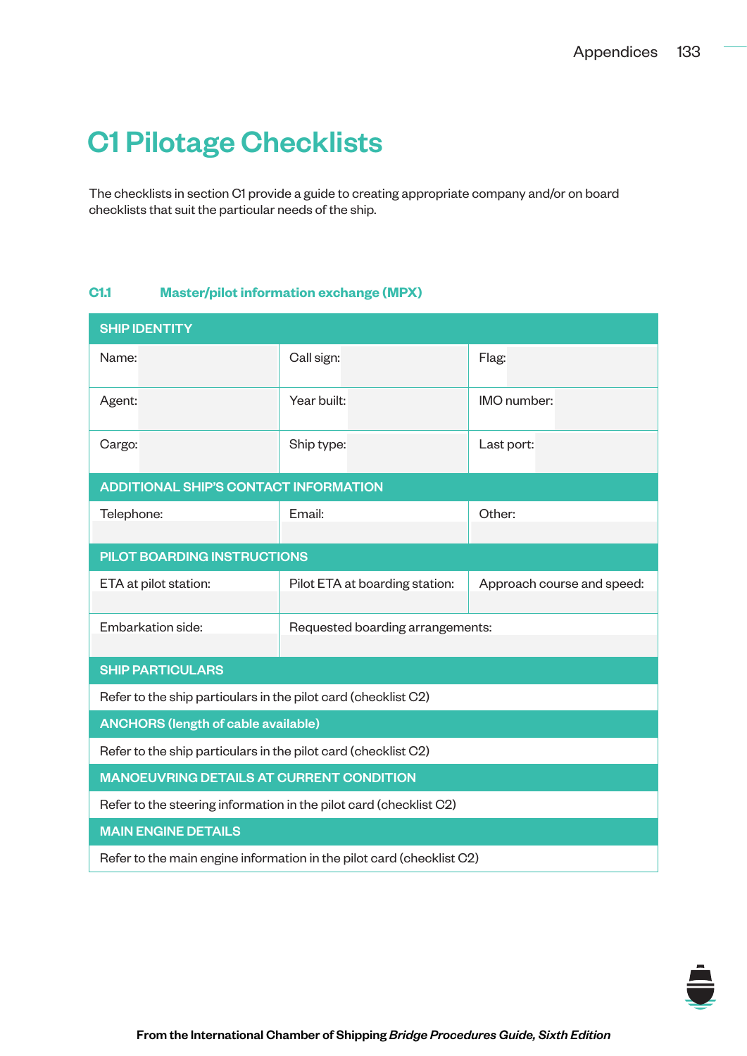# C1 Pilotage Checklists

The checklists in section C1 provide a guide to creating appropriate company and/or on board checklists that suit the particular needs of the ship.

## C1.1 Master/pilot information exchange (MPX)

| SHIP IDENTITY | | |
|---|---|---|
| Name: | Call sign: | Flag: |
| Agent: | Year built: | IMO number: |
| Cargo: | Ship type: | Last port: |
| **ADDITIONAL SHIP'S CONTACT INFORMATION** | | |
| Telephone: | Email: | Other: |
| **PILOT BOARDING INSTRUCTIONS** | | |
| ETA at pilot station: | Pilot ETA at boarding station: | Approach course and speed: |
| Embarkation side: | Requested boarding arrangements: | |
| **SHIP PARTICULARS** | | |
| Refer to the ship particulars in the pilot card (checklist C2) | | |
| **ANCHORS (length of cable available)** | | |
| Refer to the ship particulars in the pilot card (checklist C2) | | |
| **MANOEUVRING DETAILS AT CURRENT CONDITION** | | |
| Refer to the steering information in the pilot card (checklist C2) | | |
| **MAIN ENGINE DETAILS** | | |
| Refer to the main engine information in the pilot card (checklist C2) | | |

From the International Chamber of Shipping *Bridge Procedures Guide, Sixth Edition*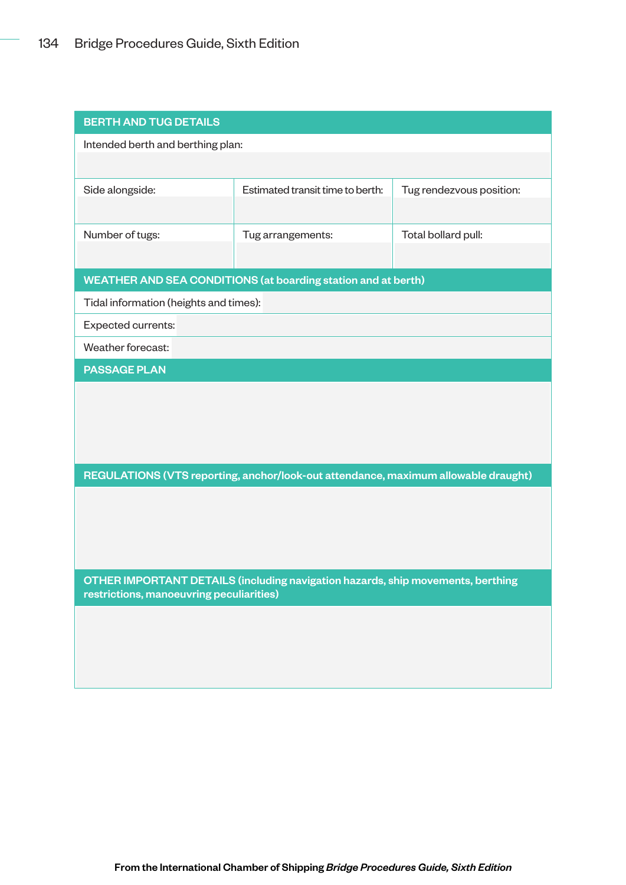| BERTH AND TUG DETAILS | | |
|---|---|---|
| Intended berth and berthing plan: | | |
| Side alongside: | Estimated transit time to berth: | Tug rendezvous position: |
| Number of tugs: | Tug arrangements: | Total bollard pull: |

| WEATHER AND SEA CONDITIONS (at boarding station and at berth) |
|---|
| Tidal information (heights and times): |
| Expected currents: |
| Weather forecast: |

| PASSAGE PLAN |
|---|
| |

| REGULATIONS (VTS reporting, anchor/look-out attendance, maximum allowable draught) |
|---|
| |

| OTHER IMPORTANT DETAILS (including navigation hazards, ship movements, berthing restrictions, manoeuvring peculiarities) |
|---|
| |

**From the International Chamber of Shipping *Bridge Procedures Guide, Sixth Edition***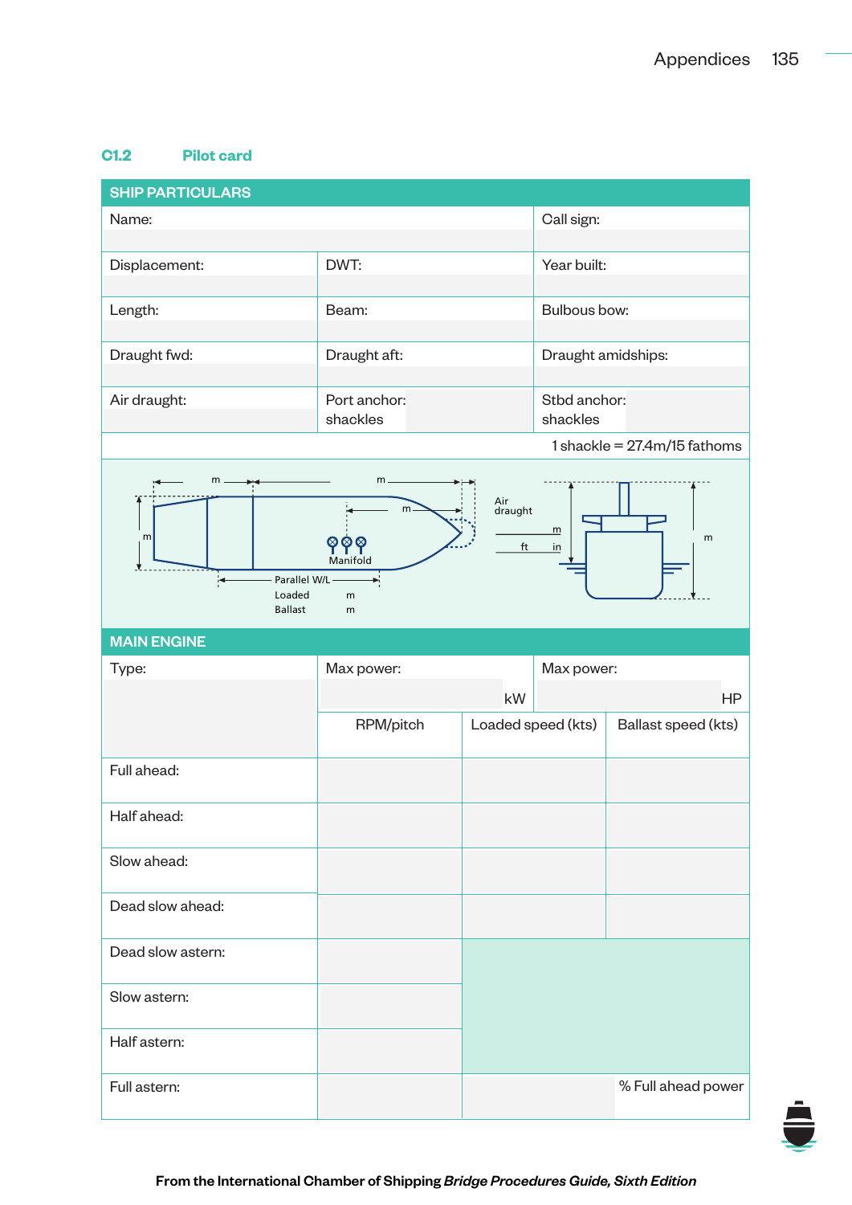## C1.2 Pilot card

| SHIP PARTICULARS | | |
|---|---|---|
| Name: | | Call sign: |
| Displacement: | DWT: | Year built: |
| Length: | Beam: | Bulbous bow: |
| Draught fwd: | Draught aft: | Draught amidships: |
| Air draught: | Port anchor: shackles | Stbd anchor: shackles |
| | | 1 shackle = 27.4m/15 fathoms |

m m m m Manifold Parallel W/L Loaded m Ballast m Air draught m ft in m

| MAIN ENGINE | | | |
|---|---|---|---|
| Type: | Max power: kW | | Max power: HP |
| | RPM/pitch | Loaded speed (kts) | Ballast speed (kts) |
| Full ahead: | | | |
| Half ahead: | | | |
| Slow ahead: | | | |
| Dead slow ahead: | | | |
| Dead slow astern: | | | |
| Slow astern: | | | |
| Half astern: | | | |
| Full astern: | | % Full ahead power | |

From the International Chamber of Shipping *Bridge Procedures Guide, Sixth Edition*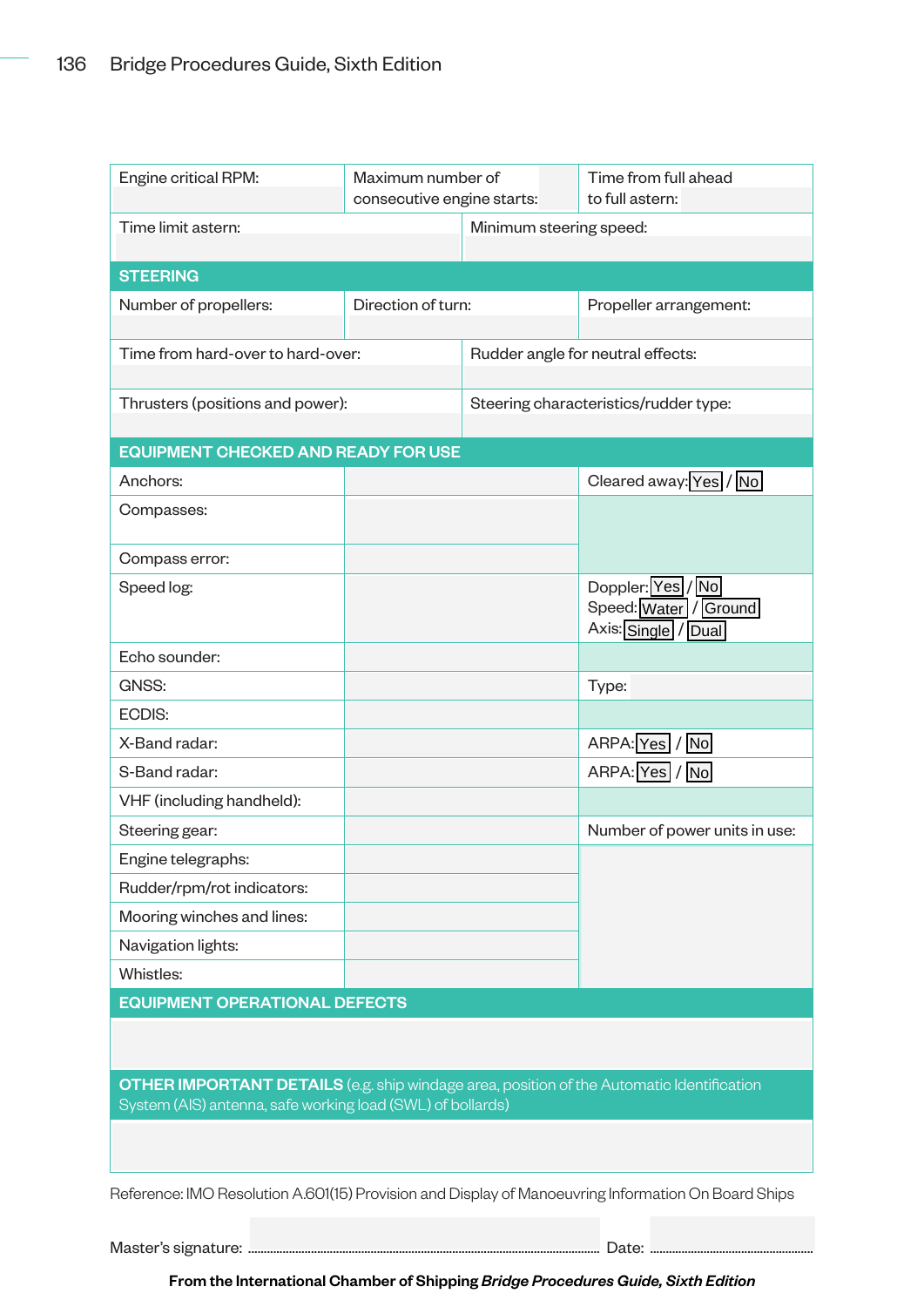| Engine critical RPM: | Maximum number of consecutive engine starts: | Time from full ahead to full astern: |
|---|---|---|
| Time limit astern: | Minimum steering speed: | |

**STEERING**

| Number of propellers: | Direction of turn: | Propeller arrangement: |
|---|---|---|
| Time from hard-over to hard-over: | Rudder angle for neutral effects: | |
| Thrusters (positions and power): | Steering characteristics/rudder type: | |

**EQUIPMENT CHECKED AND READY FOR USE**

| | | |
|---|---|---|
| Anchors: | | Cleared away: Yes / No |
| Compasses: | | |
| Compass error: | | |
| Speed log: | | Doppler: Yes / No<br>Speed: Water / Ground<br>Axis: Single / Dual |
| Echo sounder: | | |
| GNSS: | | Type: |
| ECDIS: | | |
| X-Band radar: | | ARPA: Yes / No |
| S-Band radar: | | ARPA: Yes / No |
| VHF (including handheld): | | |
| Steering gear: | | Number of power units in use: |
| Engine telegraphs: | | |
| Rudder/rpm/rot indicators: | | |
| Mooring winches and lines: | | |
| Navigation lights: | | |
| Whistles: | | |

**EQUIPMENT OPERATIONAL DEFECTS**

**OTHER IMPORTANT DETAILS** (e.g. ship windage area, position of the Automatic Identification System (AIS) antenna, safe working load (SWL) of bollards)

Reference: IMO Resolution A.601(15) Provision and Display of Manoeuvring Information On Board Ships

Master's signature: .............................................................................................. Date: ..................................................

**From the International Chamber of Shipping *Bridge Procedures Guide, Sixth Edition***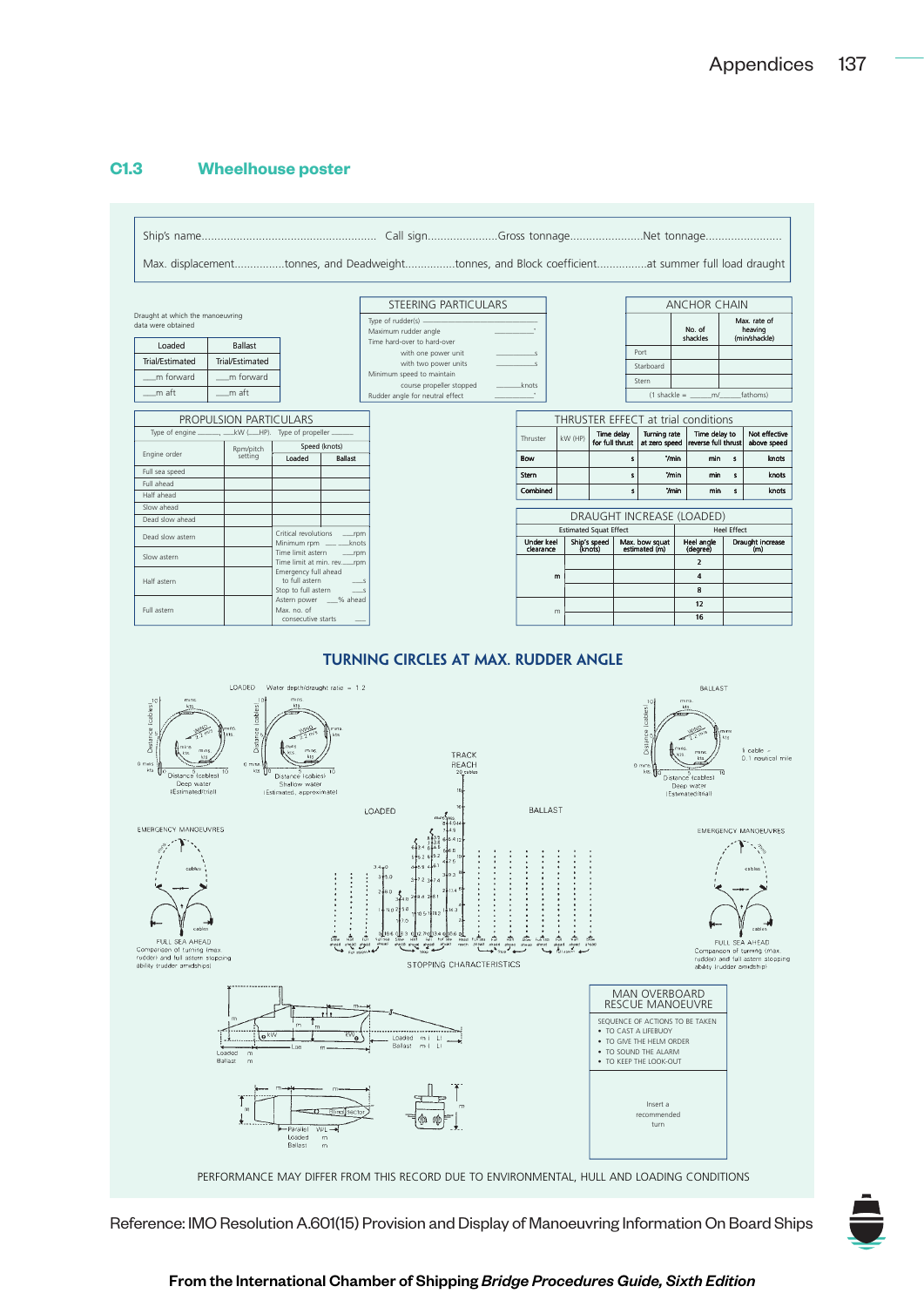## C1.3 Wheelhouse poster

Ship's name............................................... Call sign...................... Gross tonnage....................... Net tonnage........................

Max. displacement................tonnes, and Deadweight................tonnes, and Block coefficient................at summer full load draught

Draught at which the manoeuvring data were obtained

| Loaded | Ballast |
|---|---|
| Trial/Estimated | Trial/Estimated |
| ___m forward | ___m forward |
| ___m aft | ___m aft |

### STEERING PARTICULARS

Type of rudder(s) ___________
Maximum rudder angle ___________°
Time hard-over to hard-over
with one power unit ___________s
with two power units ___________s
Minimum speed to maintain course propeller stopped ___________knots
Rudder angle for neutral effect ___________°

### ANCHOR CHAIN

| | No. of shackles | Max. rate of heaving (min/shackle) |
|---|---|---|
| Port | | |
| Starboard | | |
| Stern | | |

(1 shackle = ______m/______fathoms)

### PROPULSION PARTICULARS

Type of engine ______, ___kW (___HP). Type of propeller ______

| Engine order | Rpm/pitch setting | Speed (knots) | |
|---|---|---|---|
| | | Loaded | Ballast |
| Full sea speed | | | |
| Full ahead | | | |
| Half ahead | | | |
| Slow ahead | | | |
| Dead slow ahead | | | |
| Dead slow astern | | Critical revolutions ___rpm; Minimum rpm ___ ___knots | |
| Slow astern | | Time limit astern ___rpm; Time limit at min. rev. ___rpm | |
| Half astern | | Emergency full ahead to full astern ___s; Stop to full astern ___s | |
| Full astern | | Astern power ___% ahead; Max. no. of consecutive starts ___ | |

### THRUSTER EFFECT at trial conditions

| Thruster | kW (HP) | Time delay for full thrust | Turning rate at zero speed | Time delay to reverse full thrust | Not effective above speed |
|---|---|---|---|---|---|
| Bow | | s | °/min | min s | knots |
| Stern | | s | °/min | min s | knots |
| Combined | | s | °/min | min s | knots |

### DRAUGHT INCREASE (LOADED)

| Estimated Squat Effect | | | Heel Effect | |
|---|---|---|---|---|
| Under keel clearance | Ship's speed (knots) | Max. bow squat estimated (m) | Heel angle (degree) | Draught increase (m) |
| | | | 2 | |
| m | | | 4 | |
| | | | 8 | |
| m | | | 12 | |
| | | | 16 | |

### TURNING CIRCLES AT MAX. RUDDER ANGLE

LOADED — Water depth/draught ratio = 1.2

Distance (cables) — Deep water (Estimated/trial)

Distance (cables) — Shallow water (Estimated, approximate)

BALLAST

Distance (cables) — Deep water (Estimated/trial)

1 cable = 0.1 nautical mile

EMERGENCY MANOEUVRES

FULL SEA AHEAD — Comparison of turning (max rudder) and full astern stopping ability (rudder amidships)

TRACK REACH — LOADED — BALLAST

STOPPING CHARACTERISTICS

### MAN OVERBOARD RESCUE MANOEUVRE

SEQUENCE OF ACTIONS TO BE TAKEN
- TO CAST A LIFEBUOY
- TO GIVE THE HELM ORDER
- TO SOUND THE ALARM
- TO KEEP THE LOOK-OUT

Insert a recommended turn

PERFORMANCE MAY DIFFER FROM THIS RECORD DUE TO ENVIRONMENTAL, HULL AND LOADING CONDITIONS

Reference: IMO Resolution A.601(15) Provision and Display of Manoeuvring Information On Board Ships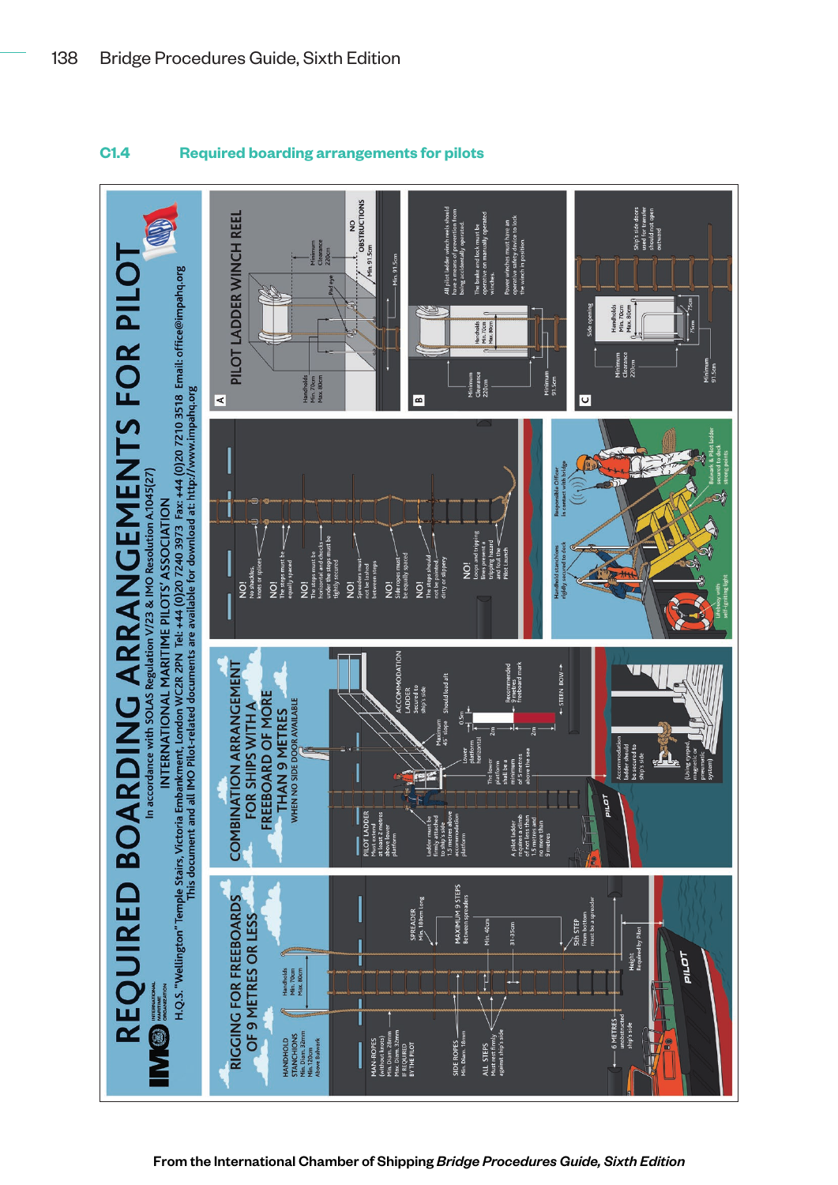## C1.4 Required boarding arrangements for pilots

# REQUIRED BOARDING ARRANGEMENTS FOR PILOT

In accordance with SOLAS Regulation V/23 & IMO Resolution A.1045(27)

INTERNATIONAL MARITIME PILOTS' ASSOCIATION

H.Q.S. "Wellington" Temple Stairs, Victoria Embankment, London WC2R 2PN Tel: +44 (0)20 7240 3973 Fax: +44 (0)20 7210 3518 Email: office@impahq.org

This document and all IMO Pilot-related documents are available for download at: http://www.impahq.org

### RIGGING FOR FREEBOARDS OF 9 METRES OR LESS

HANDHOLD STANCHIONS Min. Diam. 32mm Min. 120cm Above Bulwark

Handholds Min. 70cm Max. 80cm

MAN-ROPES (without knots) Min. Diam. 28mm Max. Diam. 32mm IF REQUIRED BY THE PILOT

SIDE ROPES Min. Diam. 18mm

ALL STEPS Must rest firmly against ship's side

SPREADER Min. 180cm long

MAXIMUM 9 STEPS Between spreaders

Min. 40cm

31-35cm

5th STEP From bottom must be a spreader

6 METRES unobstructed ship's side

Height Required by Pilot

### COMBINATION ARRANGEMENT FOR SHIPS WITH A FREEBOARD OF MORE THAN 9 METRES

WHEN NO SIDE DOOR AVAILABLE

PILOT LADDER Must extend at least 2 metres above lower platform

Ladder must be firmly attached to ship's side 1.5 metres above accommodation platform

A pilot ladder requires a climb of not less than 1.5 metres and no more than 9 metres

ACCOMMODATION LADDER Secured to ship's side. Should lead aft

Maximum 45° slope

Lower platform horizontal

The lower platform shall be a minimum of 5 metres above the sea

0.5m

2m

2m

Recommended 9 metres freeboard mark

STERN BOW

Accommodation ladder should be secured to ship's side (Using cyopod, magnetic or pneumatic system)

### NO!

NO! No shackles, knots or splices

NO! The steps must be equally spaced

NO! The steps must be horizontal and the wedges under the steps must be tightly secured

NO! Spreaders must not be lashed between steps

NO! Side ropes must be equally spaced

NO! The steps should not be painted, dirty or slippery

NO! Loops and tripping lines present a tripping hazard and foul the Pilot Launch

Responsible Officer in contact with bridge

Handhold stanchions rigidly secured to deck

Bulwark & Pilot ladder secured to deck strong points

Lifebuoy with self-igniting light

### PILOT LADDER WINCH REEL

**A**

Handholds Min. 70cm Max. 80cm

Minimum Clearance 220cm

Pad eye

NO OBSTRUCTIONS Min. 91.5cm

Min. 91.5cm

**B**

All pilot ladder winch reels should have a means of prevention from being accidentally operated.

The brake and lock must be operative on manually operated winches.

Power winches must have an operative safety device to lock the winch in position.

Handholds Min. 70cm Max. 80cm

Minimum Clearance 220cm

Minimum 91.5cm

**C**

Side opening

Handholds Min. 70cm Max. 80cm

Minimum Clearance 220cm

75cm

75cm

Minimum 91.5cm

Ship's side doors used for transfer should not open outward

From the International Chamber of Shipping *Bridge Procedures Guide, Sixth Edition*